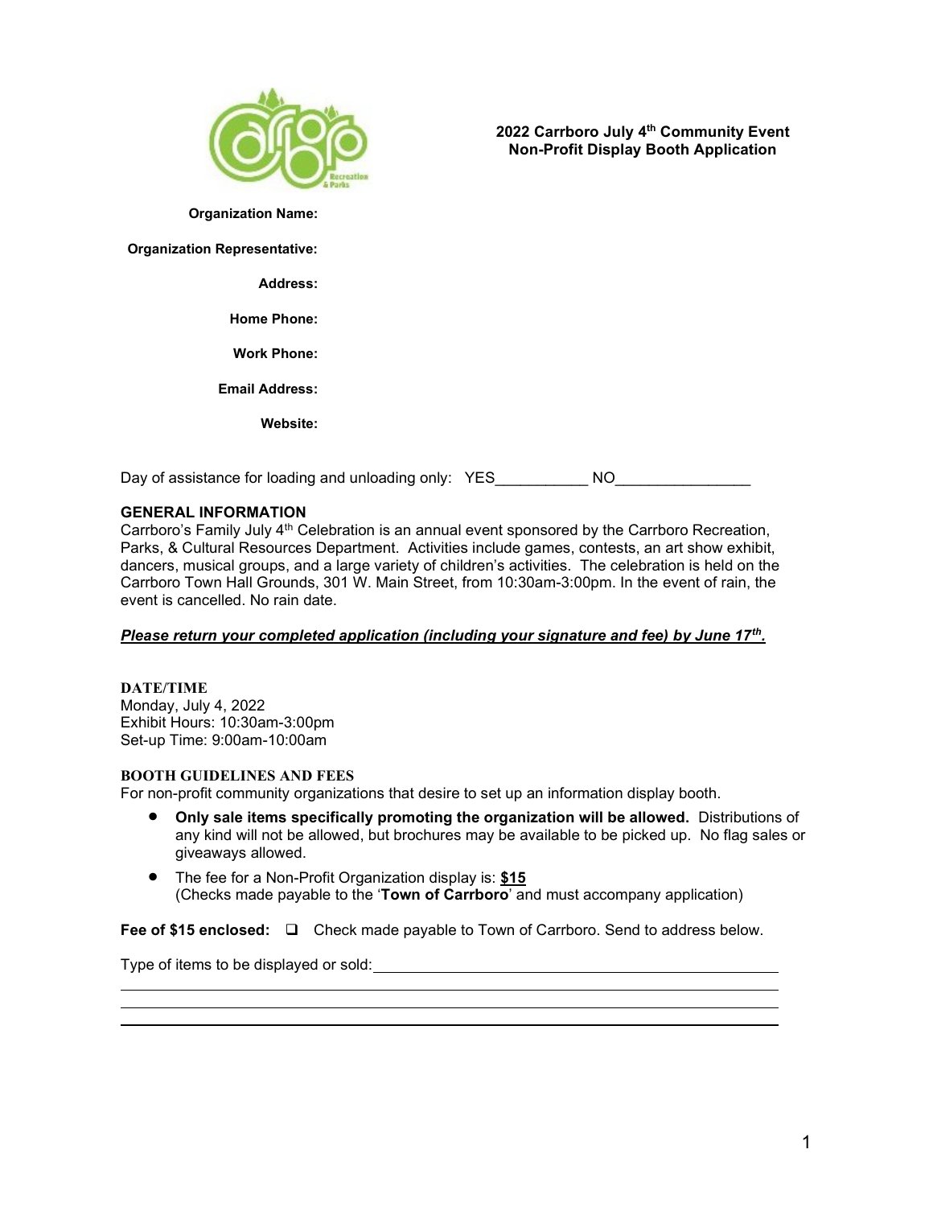**2022 Carrboro July 4th Community Event**
**Non-Profit Display Booth Application**

**Organization Name:**

**Organization Representative:**

**Address:**

**Home Phone:**

**Work Phone:**

**Email Address:**

**Website:**

Day of assistance for loading and unloading only: YES___________ NO________________

## GENERAL INFORMATION

Carrboro's Family July 4th Celebration is an annual event sponsored by the Carrboro Recreation, Parks, & Cultural Resources Department. Activities include games, contests, an art show exhibit, dancers, musical groups, and a large variety of children's activities. The celebration is held on the Carrboro Town Hall Grounds, 301 W. Main Street, from 10:30am-3:00pm. In the event of rain, the event is cancelled. No rain date.

***Please return your completed application (including your signature and fee) by June 17th.***

### DATE/TIME

Monday, July 4, 2022
Exhibit Hours: 10:30am-3:00pm
Set-up Time: 9:00am-10:00am

### BOOTH GUIDELINES AND FEES

For non-profit community organizations that desire to set up an information display booth.

- **Only sale items specifically promoting the organization will be allowed.** Distributions of any kind will not be allowed, but brochures may be available to be picked up. No flag sales or giveaways allowed.
- The fee for a Non-Profit Organization display is: **$15**
  (Checks made payable to the '**Town of Carrboro**' and must accompany application)

**Fee of $15 enclosed:** ☐ Check made payable to Town of Carrboro. Send to address below.

Type of items to be displayed or sold:________________________________________________

______________________________________________________________________

______________________________________________________________________

______________________________________________________________________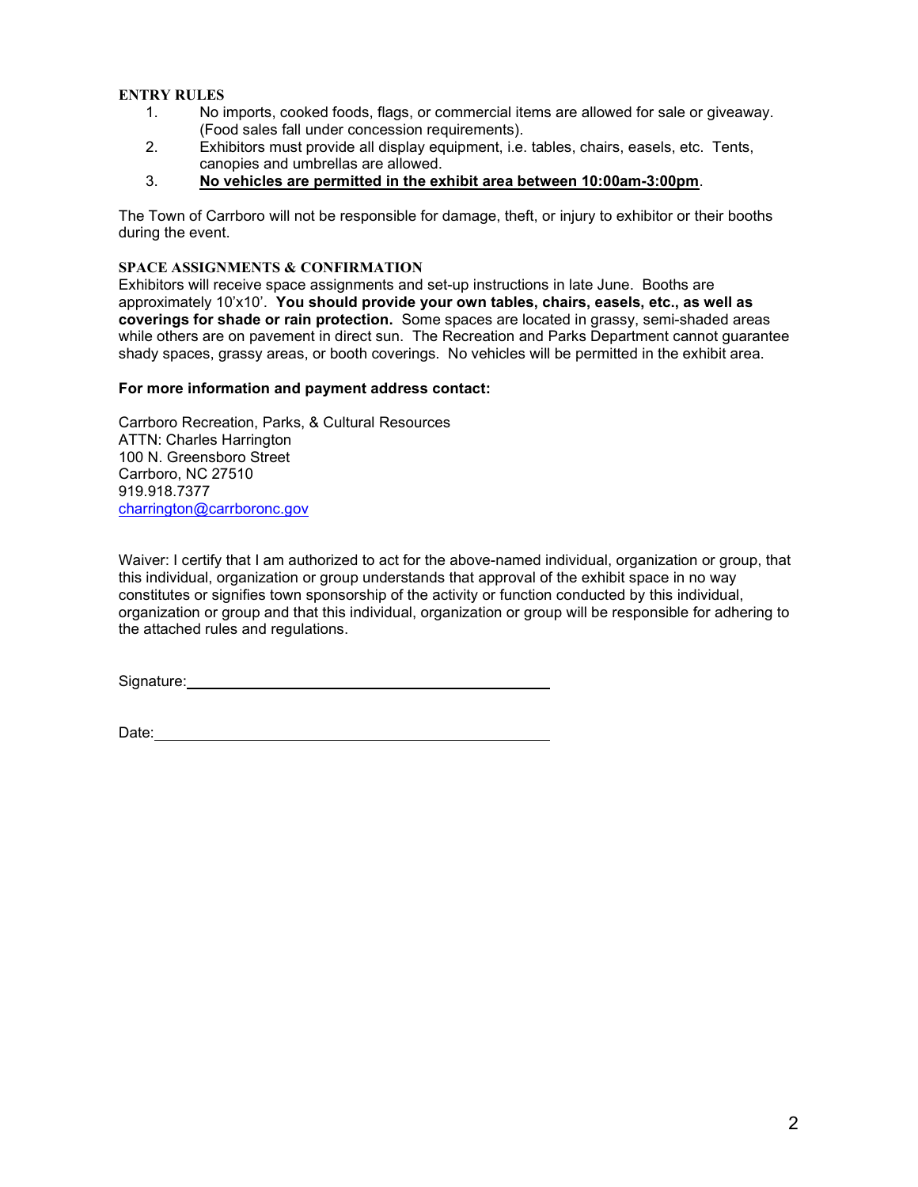**ENTRY RULES**

1. No imports, cooked foods, flags, or commercial items are allowed for sale or giveaway. (Food sales fall under concession requirements).
2. Exhibitors must provide all display equipment, i.e. tables, chairs, easels, etc. Tents, canopies and umbrellas are allowed.
3. **No vehicles are permitted in the exhibit area between 10:00am-3:00pm**.

The Town of Carrboro will not be responsible for damage, theft, or injury to exhibitor or their booths during the event.

**SPACE ASSIGNMENTS & CONFIRMATION**

Exhibitors will receive space assignments and set-up instructions in late June. Booths are approximately 10'x10'. **You should provide your own tables, chairs, easels, etc., as well as coverings for shade or rain protection.** Some spaces are located in grassy, semi-shaded areas while others are on pavement in direct sun. The Recreation and Parks Department cannot guarantee shady spaces, grassy areas, or booth coverings. No vehicles will be permitted in the exhibit area.

**For more information and payment address contact:**

Carrboro Recreation, Parks, & Cultural Resources
ATTN: Charles Harrington
100 N. Greensboro Street
Carrboro, NC 27510
919.918.7377
charrington@carrboronc.gov

Waiver: I certify that I am authorized to act for the above-named individual, organization or group, that this individual, organization or group understands that approval of the exhibit space in no way constitutes or signifies town sponsorship of the activity or function conducted by this individual, organization or group and that this individual, organization or group will be responsible for adhering to the attached rules and regulations.

Signature:\_\_\_\_\_\_\_\_\_\_\_\_\_\_\_\_\_\_\_\_\_\_\_\_\_\_\_\_\_\_\_\_\_\_\_\_\_\_\_\_

Date:\_\_\_\_\_\_\_\_\_\_\_\_\_\_\_\_\_\_\_\_\_\_\_\_\_\_\_\_\_\_\_\_\_\_\_\_\_\_\_\_\_\_\_